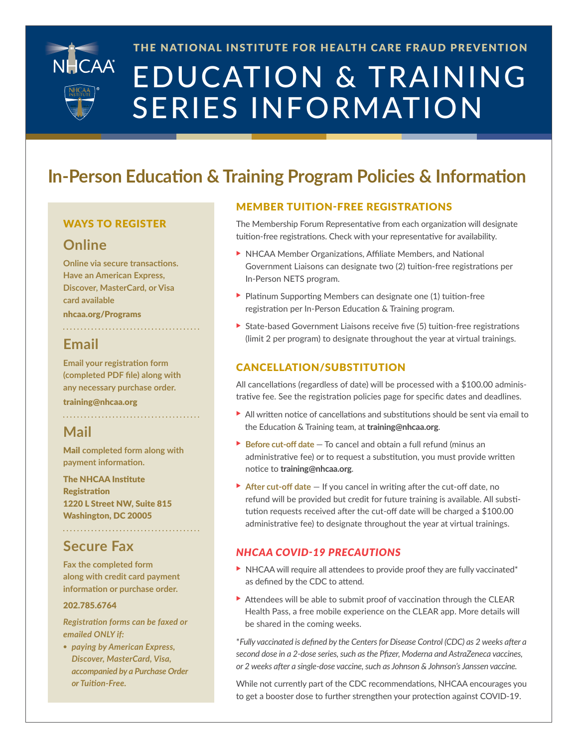THE NATIONAL INSTITUTE FOR HEALTH CARE FRAUD PREVENTION

# EDUCATION & TRAINING SERIES INFORMATION

## In-Person Education & Training Program Policies & Information

### WAYS TO REGISTER

#### Online

**Online via secure transactions. Have an American Express, Discover, MasterCard, or Visa card available**

**nhcaa.org/Programs**

#### Email

**Email your registration form (completed PDF file) along with any necessary purchase order.**

**training@nhcaa.org**

#### Mail

**Mail completed form along with payment information.**

**The NHCAA Institute**
**Registration**
**1220 L Street NW, Suite 815**
**Washington, DC 20005**

#### Secure Fax

**Fax the completed form along with credit card payment information or purchase order.**

**202.785.6764**

***Registration forms can be faxed or emailed ONLY if:***

- ***paying by American Express, Discover, MasterCard, Visa, accompanied by a Purchase Order or Tuition-Free.***

### MEMBER TUITION-FREE REGISTRATIONS

The Membership Forum Representative from each organization will designate tuition-free registrations. Check with your representative for availability.

- NHCAA Member Organizations, Affiliate Members, and National Government Liaisons can designate two (2) tuition-free registrations per In-Person NETS program.
- Platinum Supporting Members can designate one (1) tuition-free registration per In-Person Education & Training program.
- State-based Government Liaisons receive five (5) tuition-free registrations (limit 2 per program) to designate throughout the year at virtual trainings.

### CANCELLATION/SUBSTITUTION

All cancellations (regardless of date) will be processed with a $100.00 administrative fee. See the registration policies page for specific dates and deadlines.

- All written notice of cancellations and substitutions should be sent via email to the Education & Training team, at **training@nhcaa.org**.
- **Before cut-off date** — To cancel and obtain a full refund (minus an administrative fee) or to request a substitution, you must provide written notice to **training@nhcaa.org**.
- **After cut-off date** — If you cancel in writing after the cut-off date, no refund will be provided but credit for future training is available. All substitution requests received after the cut-off date will be charged a $100.00 administrative fee) to designate throughout the year at virtual trainings.

### *NHCAA COVID-19 PRECAUTIONS*

- NHCAA will require all attendees to provide proof they are fully vaccinated* as defined by the CDC to attend.
- Attendees will be able to submit proof of vaccination through the CLEAR Health Pass, a free mobile experience on the CLEAR app. More details will be shared in the coming weeks.

*\*Fully vaccinated is defined by the Centers for Disease Control (CDC) as 2 weeks after a second dose in a 2-dose series, such as the Pfizer, Moderna and AstraZeneca vaccines, or 2 weeks after a single-dose vaccine, such as Johnson & Johnson's Janssen vaccine.*

While not currently part of the CDC recommendations, NHCAA encourages you to get a booster dose to further strengthen your protection against COVID-19.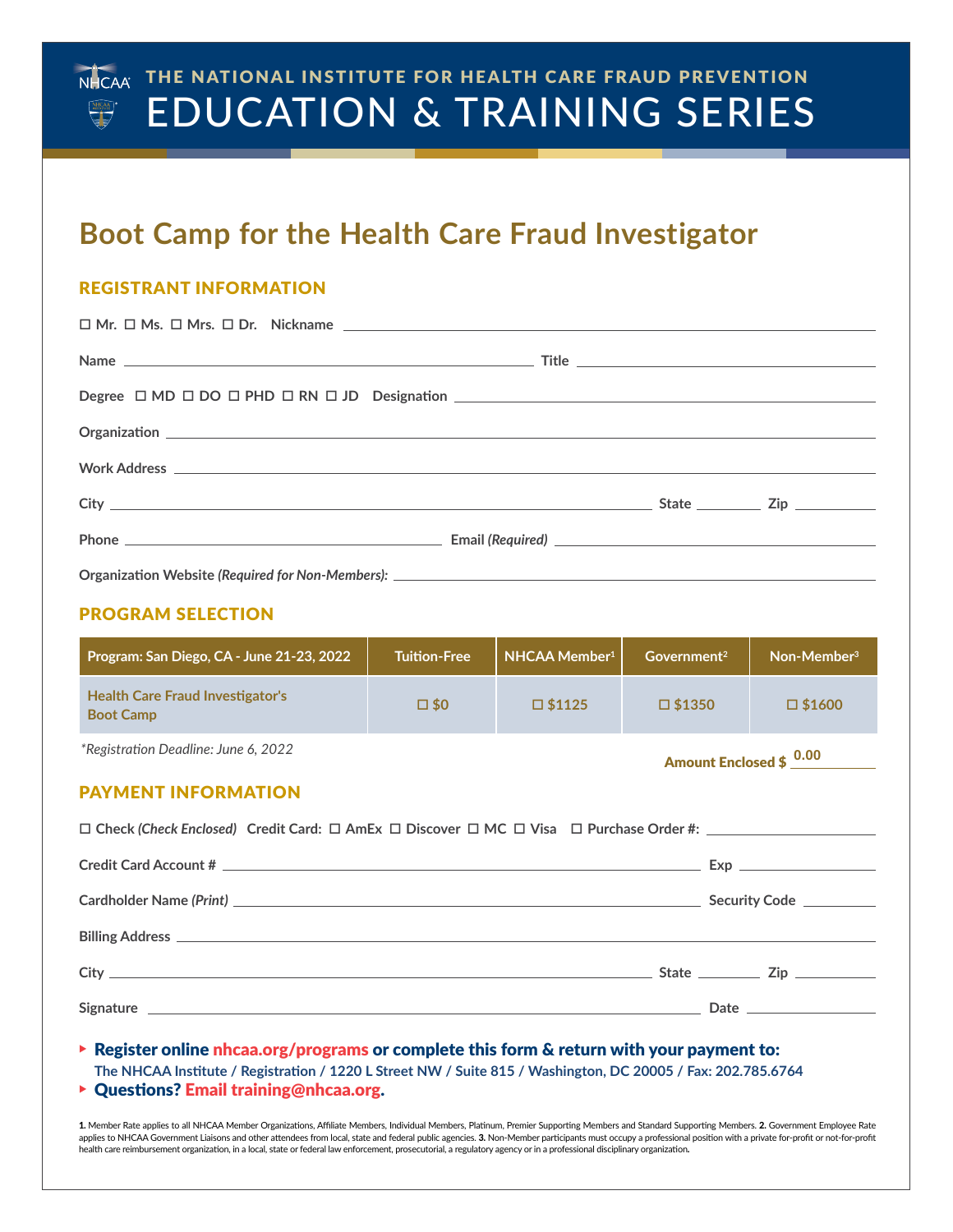THE NATIONAL INSTITUTE FOR HEALTH CARE FRAUD PREVENTION

# EDUCATION & TRAINING SERIES

## Boot Camp for the Health Care Fraud Investigator

### REGISTRANT INFORMATION

☐ Mr. ☐ Ms. ☐ Mrs. ☐ Dr. Nickname \_\_\_\_\_\_\_\_\_\_

Name \_\_\_\_\_\_\_\_\_\_ Title \_\_\_\_\_\_\_\_\_\_

Degree ☐ MD ☐ DO ☐ PHD ☐ RN ☐ JD Designation \_\_\_\_\_\_\_\_\_\_

Organization \_\_\_\_\_\_\_\_\_\_

Work Address \_\_\_\_\_\_\_\_\_\_

City \_\_\_\_\_\_\_\_\_\_ State \_\_\_\_\_\_\_\_\_\_ Zip \_\_\_\_\_\_\_\_\_\_

Phone \_\_\_\_\_\_\_\_\_\_ Email *(Required)* \_\_\_\_\_\_\_\_\_\_

Organization Website *(Required for Non-Members):* \_\_\_\_\_\_\_\_\_\_

### PROGRAM SELECTION

| Program: San Diego, CA - June 21-23, 2022 | Tuition-Free | NHCAA Member[1] | Government[2] | Non-Member[3] |
|---|---|---|---|---|
| Health Care Fraud Investigator's Boot Camp | ☐ $0 | ☐ $1125 | ☐ $1350 | ☐ $1600 |

*\*Registration Deadline: June 6, 2022*

Amount Enclosed $ 0.00

### PAYMENT INFORMATION

☐ Check *(Check Enclosed)* Credit Card: ☐ AmEx ☐ Discover ☐ MC ☐ Visa ☐ Purchase Order #: \_\_\_\_\_\_\_\_\_\_

Credit Card Account # \_\_\_\_\_\_\_\_\_\_ Exp \_\_\_\_\_\_\_\_\_\_

Cardholder Name *(Print)* \_\_\_\_\_\_\_\_\_\_ Security Code \_\_\_\_\_\_\_\_\_\_

Billing Address \_\_\_\_\_\_\_\_\_\_

City \_\_\_\_\_\_\_\_\_\_ State \_\_\_\_\_\_\_\_\_\_ Zip \_\_\_\_\_\_\_\_\_\_

Signature \_\_\_\_\_\_\_\_\_\_ Date \_\_\_\_\_\_\_\_\_\_

- **Register online nhcaa.org/programs or complete this form & return with your payment to:**
  **The NHCAA Institute / Registration / 1220 L Street NW / Suite 815 / Washington, DC 20005 / Fax: 202.785.6764**
- **Questions? Email training@nhcaa.org.**

**1.** Member Rate applies to all NHCAA Member Organizations, Affiliate Members, Individual Members, Platinum, Premier Supporting Members and Standard Supporting Members. **2.** Government Employee Rate applies to NHCAA Government Liaisons and other attendees from local, state and federal public agencies. **3.** Non-Member participants must occupy a professional position with a private for-profit or not-for-profit health care reimbursement organization, in a local, state or federal law enforcement, prosecutorial, a regulatory agency or in a professional disciplinary organization.